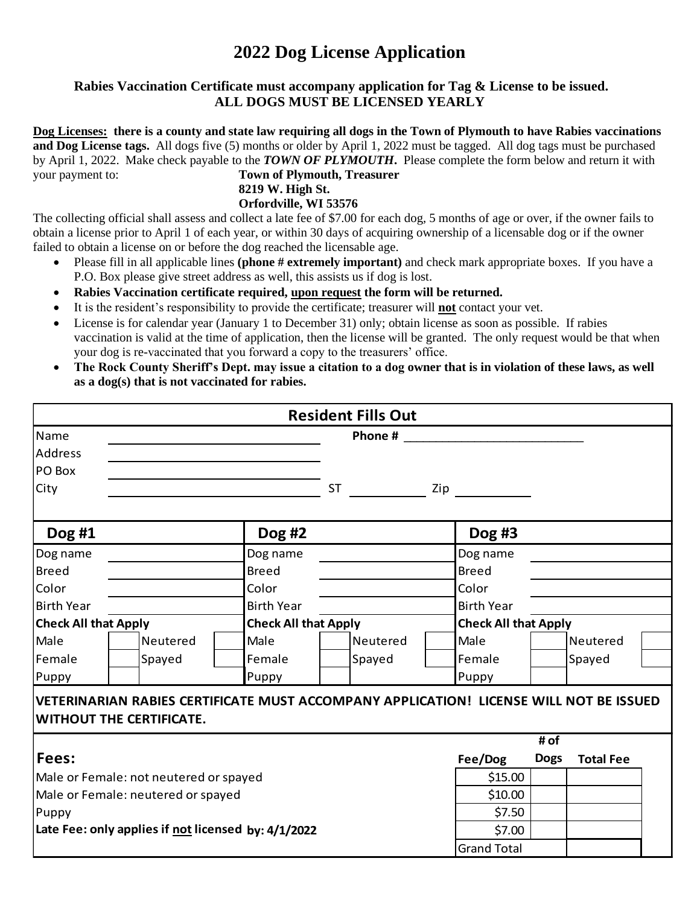# 2022 Dog License Application

**Rabies Vaccination Certificate must accompany application for Tag & License to be issued.**
**ALL DOGS MUST BE LICENSED YEARLY**

**Dog Licenses: there is a county and state law requiring all dogs in the Town of Plymouth to have Rabies vaccinations and Dog License tags.** All dogs five (5) months or older by April 1, 2022 must be tagged. All dog tags must be purchased by April 1, 2022. Make check payable to the ***TOWN OF PLYMOUTH***. Please complete the form below and return it with your payment to:

**Town of Plymouth, Treasurer**
**8219 W. High St.**
**Orfordville, WI 53576**

The collecting official shall assess and collect a late fee of $7.00 for each dog, 5 months of age or over, if the owner fails to obtain a license prior to April 1 of each year, or within 30 days of acquiring ownership of a licensable dog or if the owner failed to obtain a license on or before the dog reached the licensable age.

- Please fill in all applicable lines **(phone # extremely important)** and check mark appropriate boxes. If you have a P.O. Box please give street address as well, this assists us if dog is lost.
- **Rabies Vaccination certificate required, upon request the form will be returned.**
- It is the resident's responsibility to provide the certificate; treasurer will **not** contact your vet.
- License is for calendar year (January 1 to December 31) only; obtain license as soon as possible. If rabies vaccination is valid at the time of application, then the license will be granted. The only request would be that when your dog is re-vaccinated that you forward a copy to the treasurers' office.
- **The Rock County Sheriff's Dept. may issue a citation to a dog owner that is in violation of these laws, as well as a dog(s) that is not vaccinated for rabies.**

## Resident Fills Out

Name ______________________ **Phone #** ______________________

Address ______________________

PO Box ______________________

City ______________________ ST __________ Zip __________

| **Dog #1** | | | | **Dog #2** | | | | **Dog #3** | | | |
|---|---|---|---|---|---|---|---|---|---|---|---|
| Dog name | | | | Dog name | | | | Dog name | | | |
| Breed | | | | Breed | | | | Breed | | | |
| Color | | | | Color | | | | Color | | | |
| Birth Year | | | | Birth Year | | | | Birth Year | | | |
| **Check All that Apply** | | | | **Check All that Apply** | | | | **Check All that Apply** | | | |
| Male | | Neutered | | Male | | Neutered | | Male | | Neutered | |
| Female | | Spayed | | Female | | Spayed | | Female | | Spayed | |
| Puppy | | | | Puppy | | | | Puppy | | | |

**VETERINARIAN RABIES CERTIFICATE MUST ACCOMPANY APPLICATION! LICENSE WILL NOT BE ISSUED WITHOUT THE CERTIFICATE.**

| **Fees:** | **Fee/Dog** | **# of Dogs** | **Total Fee** |
|---|---|---|---|
| Male or Female: not neutered or spayed | $15.00 | | |
| Male or Female: neutered or spayed | $10.00 | | |
| Puppy | $7.50 | | |
| **Late Fee: only applies if not licensed by: 4/1/2022** | $7.00 | | |
| | Grand Total | | |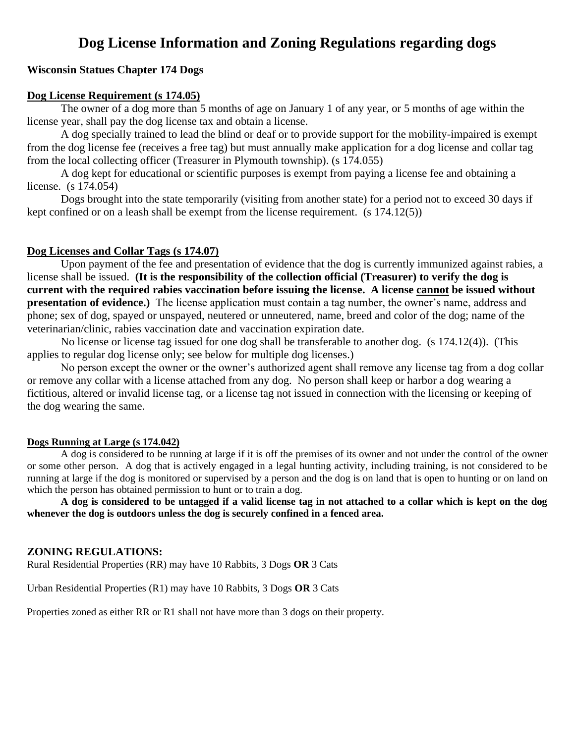# Dog License Information and Zoning Regulations regarding dogs

**Wisconsin Statues Chapter 174 Dogs**

**Dog License Requirement (s 174.05)**

The owner of a dog more than 5 months of age on January 1 of any year, or 5 months of age within the license year, shall pay the dog license tax and obtain a license.

A dog specially trained to lead the blind or deaf or to provide support for the mobility-impaired is exempt from the dog license fee (receives a free tag) but must annually make application for a dog license and collar tag from the local collecting officer (Treasurer in Plymouth township). (s 174.055)

A dog kept for educational or scientific purposes is exempt from paying a license fee and obtaining a license. (s 174.054)

Dogs brought into the state temporarily (visiting from another state) for a period not to exceed 30 days if kept confined or on a leash shall be exempt from the license requirement. (s 174.12(5))

**Dog Licenses and Collar Tags (s 174.07)**

Upon payment of the fee and presentation of evidence that the dog is currently immunized against rabies, a license shall be issued. **(It is the responsibility of the collection official (Treasurer) to verify the dog is current with the required rabies vaccination before issuing the license. A license cannot be issued without presentation of evidence.)** The license application must contain a tag number, the owner's name, address and phone; sex of dog, spayed or unspayed, neutered or unneutered, name, breed and color of the dog; name of the veterinarian/clinic, rabies vaccination date and vaccination expiration date.

No license or license tag issued for one dog shall be transferable to another dog. (s 174.12(4)). (This applies to regular dog license only; see below for multiple dog licenses.)

No person except the owner or the owner's authorized agent shall remove any license tag from a dog collar or remove any collar with a license attached from any dog. No person shall keep or harbor a dog wearing a fictitious, altered or invalid license tag, or a license tag not issued in connection with the licensing or keeping of the dog wearing the same.

**Dogs Running at Large (s 174.042)**

A dog is considered to be running at large if it is off the premises of its owner and not under the control of the owner or some other person. A dog that is actively engaged in a legal hunting activity, including training, is not considered to be running at large if the dog is monitored or supervised by a person and the dog is on land that is open to hunting or on land on which the person has obtained permission to hunt or to train a dog.

**A dog is considered to be untagged if a valid license tag in not attached to a collar which is kept on the dog whenever the dog is outdoors unless the dog is securely confined in a fenced area.**

**ZONING REGULATIONS:**

Rural Residential Properties (RR) may have 10 Rabbits, 3 Dogs **OR** 3 Cats

Urban Residential Properties (R1) may have 10 Rabbits, 3 Dogs **OR** 3 Cats

Properties zoned as either RR or R1 shall not have more than 3 dogs on their property.